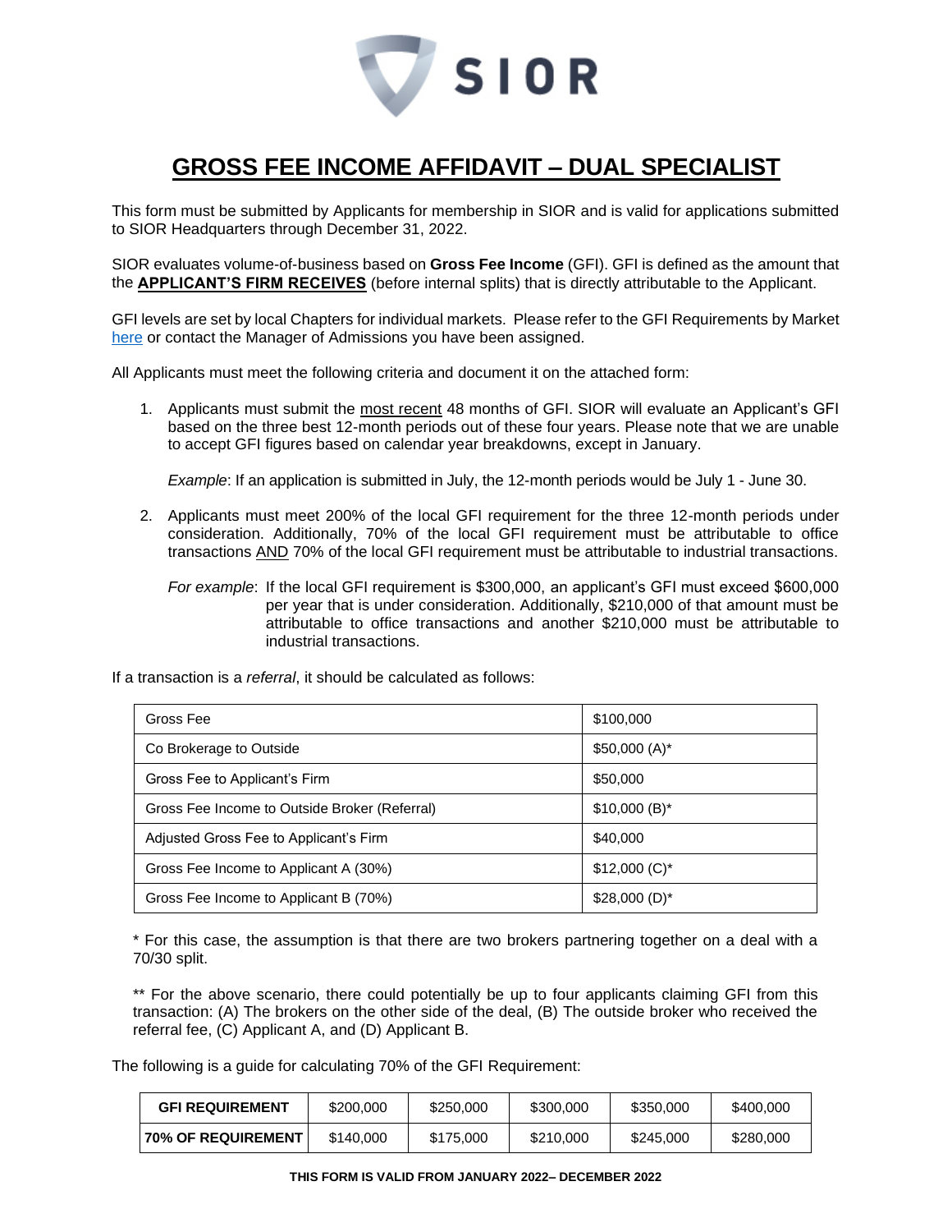SIOR

# GROSS FEE INCOME AFFIDAVIT – DUAL SPECIALIST

This form must be submitted by Applicants for membership in SIOR and is valid for applications submitted to SIOR Headquarters through December 31, 2022.

SIOR evaluates volume-of-business based on **Gross Fee Income** (GFI). GFI is defined as the amount that the **APPLICANT'S FIRM RECEIVES** (before internal splits) that is directly attributable to the Applicant.

GFI levels are set by local Chapters for individual markets. Please refer to the GFI Requirements by Market here or contact the Manager of Admissions you have been assigned.

All Applicants must meet the following criteria and document it on the attached form:

1. Applicants must submit the most recent 48 months of GFI. SIOR will evaluate an Applicant's GFI based on the three best 12-month periods out of these four years. Please note that we are unable to accept GFI figures based on calendar year breakdowns, except in January.

   *Example*: If an application is submitted in July, the 12-month periods would be July 1 - June 30.

2. Applicants must meet 200% of the local GFI requirement for the three 12-month periods under consideration. Additionally, 70% of the local GFI requirement must be attributable to office transactions AND 70% of the local GFI requirement must be attributable to industrial transactions.

   *For example*: If the local GFI requirement is $300,000, an applicant's GFI must exceed $600,000 per year that is under consideration. Additionally, $210,000 of that amount must be attributable to office transactions and another $210,000 must be attributable to industrial transactions.

If a transaction is a *referral*, it should be calculated as follows:

| | |
|---|---|
| Gross Fee | $100,000 |
| Co Brokerage to Outside | $50,000 (A)* |
| Gross Fee to Applicant's Firm | $50,000 |
| Gross Fee Income to Outside Broker (Referral) | $10,000 (B)* |
| Adjusted Gross Fee to Applicant's Firm | $40,000 |
| Gross Fee Income to Applicant A (30%) | $12,000 (C)* |
| Gross Fee Income to Applicant B (70%) | $28,000 (D)* |

\* For this case, the assumption is that there are two brokers partnering together on a deal with a 70/30 split.

\*\* For the above scenario, there could potentially be up to four applicants claiming GFI from this transaction: (A) The brokers on the other side of the deal, (B) The outside broker who received the referral fee, (C) Applicant A, and (D) Applicant B.

The following is a guide for calculating 70% of the GFI Requirement:

| **GFI REQUIREMENT** | $200,000 | $250,000 | $300,000 | $350,000 | $400,000 |
|---|---|---|---|---|---|
| **70% OF REQUIREMENT** | $140,000 | $175,000 | $210,000 | $245,000 | $280,000 |

**THIS FORM IS VALID FROM JANUARY 2022– DECEMBER 2022**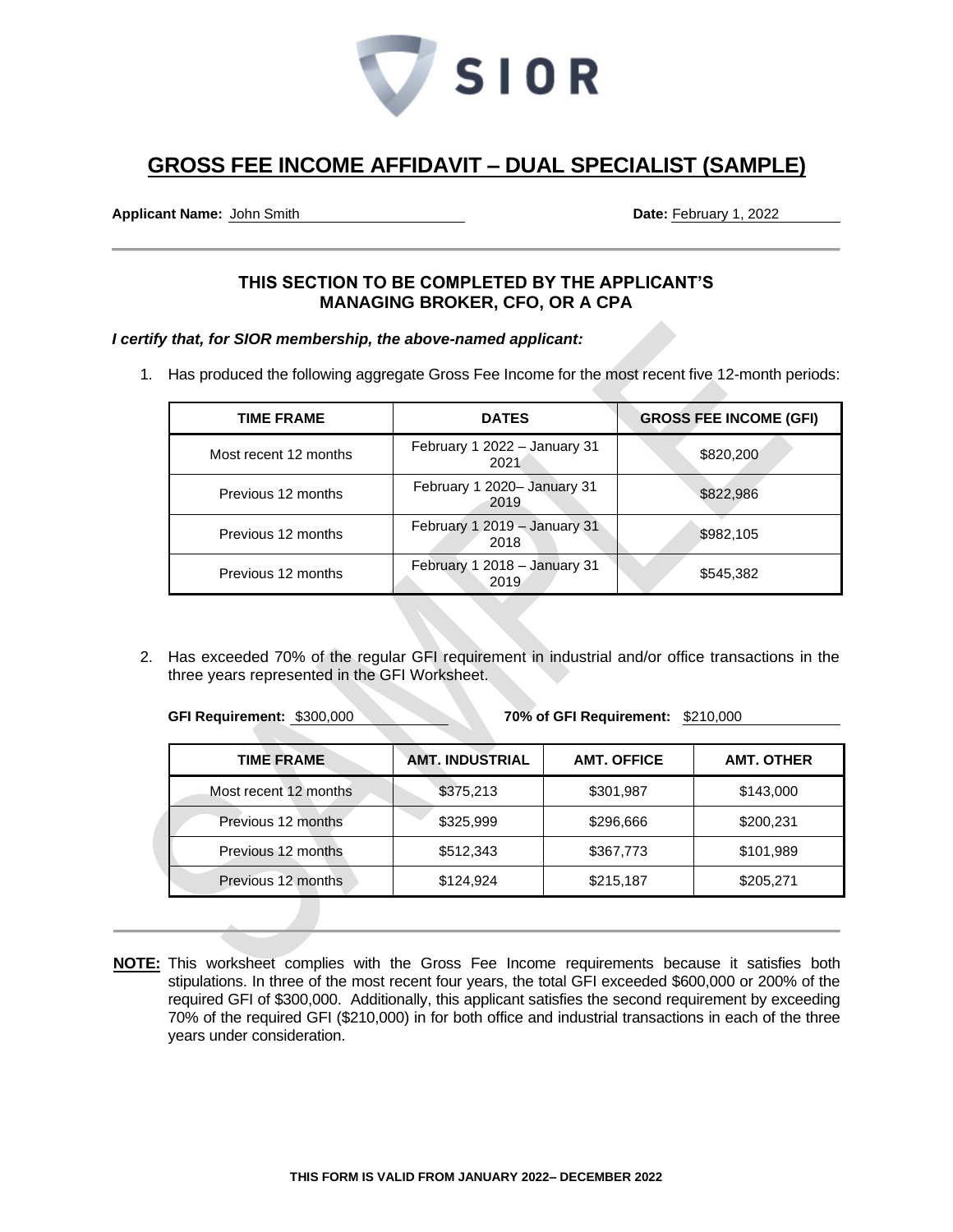SIOR

# GROSS FEE INCOME AFFIDAVIT – DUAL SPECIALIST (SAMPLE)

**Applicant Name:** John Smith **Date:** February 1, 2022

### THIS SECTION TO BE COMPLETED BY THE APPLICANT'S MANAGING BROKER, CFO, OR A CPA

***I certify that, for SIOR membership, the above-named applicant:***

1. Has produced the following aggregate Gross Fee Income for the most recent five 12-month periods:

| TIME FRAME | DATES | GROSS FEE INCOME (GFI) |
|---|---|---|
| Most recent 12 months | February 1 2022 – January 31 2021 | $820,200 |
| Previous 12 months | February 1 2020– January 31 2019 | $822,986 |
| Previous 12 months | February 1 2019 – January 31 2018 | $982,105 |
| Previous 12 months | February 1 2018 – January 31 2019 | $545,382 |

2. Has exceeded 70% of the regular GFI requirement in industrial and/or office transactions in the three years represented in the GFI Worksheet.

**GFI Requirement:** $300,000 **70% of GFI Requirement:** $210,000

| TIME FRAME | AMT. INDUSTRIAL | AMT. OFFICE | AMT. OTHER |
|---|---|---|---|
| Most recent 12 months | $375,213 | $301,987 | $143,000 |
| Previous 12 months | $325,999 | $296,666 | $200,231 |
| Previous 12 months | $512,343 | $367,773 | $101,989 |
| Previous 12 months | $124,924 | $215,187 | $205,271 |

**NOTE:** This worksheet complies with the Gross Fee Income requirements because it satisfies both stipulations. In three of the most recent four years, the total GFI exceeded $600,000 or 200% of the required GFI of $300,000. Additionally, this applicant satisfies the second requirement by exceeding 70% of the required GFI ($210,000) in for both office and industrial transactions in each of the three years under consideration.

**THIS FORM IS VALID FROM JANUARY 2022– DECEMBER 2022**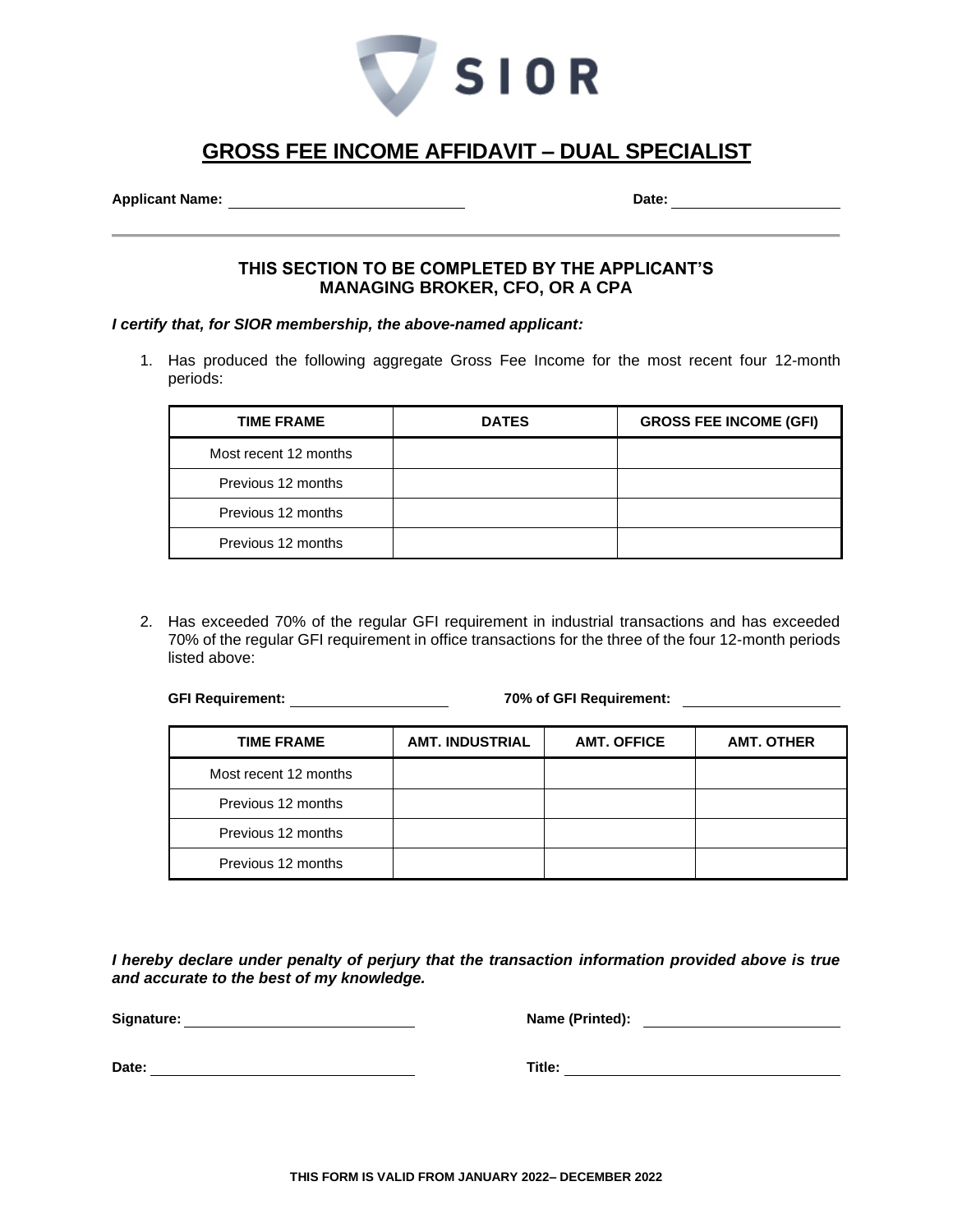# GROSS FEE INCOME AFFIDAVIT – DUAL SPECIALIST

**Applicant Name:** ______________________________ **Date:** ______________________

### THIS SECTION TO BE COMPLETED BY THE APPLICANT'S MANAGING BROKER, CFO, OR A CPA

***I certify that, for SIOR membership, the above-named applicant:***

1. Has produced the following aggregate Gross Fee Income for the most recent four 12-month periods:

| TIME FRAME | DATES | GROSS FEE INCOME (GFI) |
|---|---|---|
| Most recent 12 months | | |
| Previous 12 months | | |
| Previous 12 months | | |
| Previous 12 months | | |

2. Has exceeded 70% of the regular GFI requirement in industrial transactions and has exceeded 70% of the regular GFI requirement in office transactions for the three of the four 12-month periods listed above:

**GFI Requirement:** ____________________ **70% of GFI Requirement:** ____________________

| TIME FRAME | AMT. INDUSTRIAL | AMT. OFFICE | AMT. OTHER |
|---|---|---|---|
| Most recent 12 months | | | |
| Previous 12 months | | | |
| Previous 12 months | | | |
| Previous 12 months | | | |

***I hereby declare under penalty of perjury that the transaction information provided above is true and accurate to the best of my knowledge.***

**Signature:** ______________________________ **Name (Printed):** ______________________________

**Date:** ______________________________ **Title:** ______________________________

**THIS FORM IS VALID FROM JANUARY 2022– DECEMBER 2022**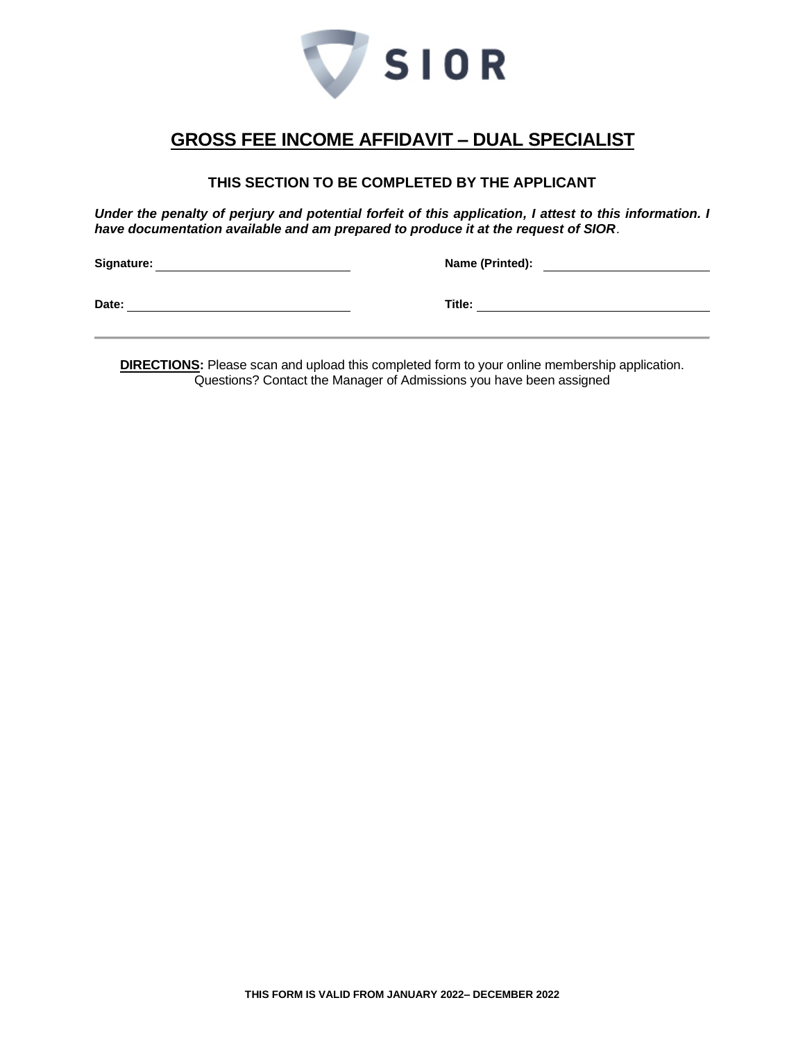SIOR

# GROSS FEE INCOME AFFIDAVIT – DUAL SPECIALIST

### THIS SECTION TO BE COMPLETED BY THE APPLICANT

***Under the penalty of perjury and potential forfeit of this application, I attest to this information. I have documentation available and am prepared to produce it at the request of SIOR***.

**Signature:** ______________________________ **Name (Printed):** ______________________________

**Date:** ______________________________ **Title:** ______________________________

---

**DIRECTIONS:** Please scan and upload this completed form to your online membership application. Questions? Contact the Manager of Admissions you have been assigned

**THIS FORM IS VALID FROM JANUARY 2022– DECEMBER 2022**